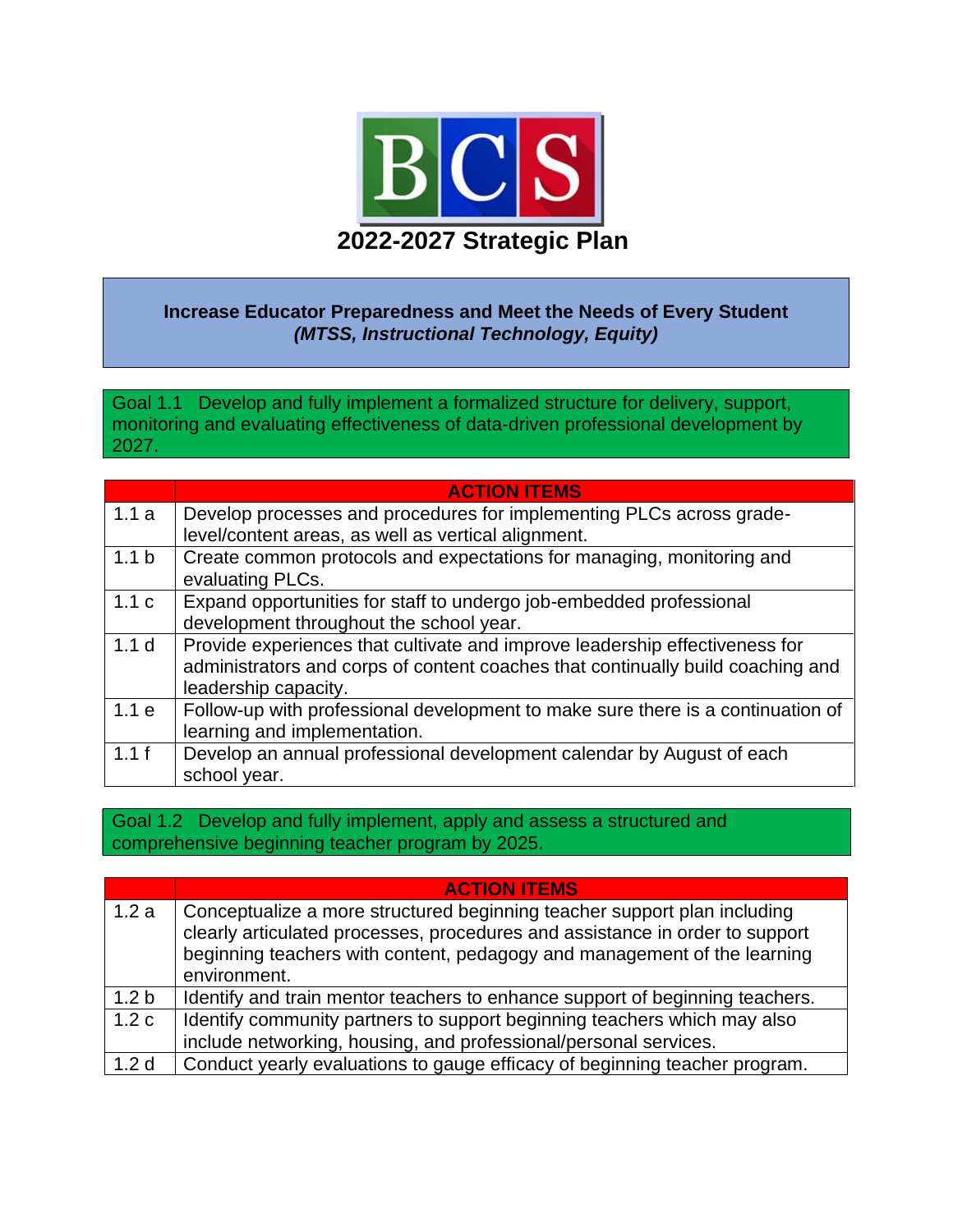# BCS

# 2022-2027 Strategic Plan

## Increase Educator Preparedness and Meet the Needs of Every Student
***(MTSS, Instructional Technology, Equity)***

### Goal 1.1 Develop and fully implement a formalized structure for delivery, support, monitoring and evaluating effectiveness of data-driven professional development by 2027.

| | **ACTION ITEMS** |
|---|---|
| 1.1 a | Develop processes and procedures for implementing PLCs across grade-level/content areas, as well as vertical alignment. |
| 1.1 b | Create common protocols and expectations for managing, monitoring and evaluating PLCs. |
| 1.1 c | Expand opportunities for staff to undergo job-embedded professional development throughout the school year. |
| 1.1 d | Provide experiences that cultivate and improve leadership effectiveness for administrators and corps of content coaches that continually build coaching and leadership capacity. |
| 1.1 e | Follow-up with professional development to make sure there is a continuation of learning and implementation. |
| 1.1 f | Develop an annual professional development calendar by August of each school year. |

### Goal 1.2 Develop and fully implement, apply and assess a structured and comprehensive beginning teacher program by 2025.

| | **ACTION ITEMS** |
|---|---|
| 1.2 a | Conceptualize a more structured beginning teacher support plan including clearly articulated processes, procedures and assistance in order to support beginning teachers with content, pedagogy and management of the learning environment. |
| 1.2 b | Identify and train mentor teachers to enhance support of beginning teachers. |
| 1.2 c | Identify community partners to support beginning teachers which may also include networking, housing, and professional/personal services. |
| 1.2 d | Conduct yearly evaluations to gauge efficacy of beginning teacher program. |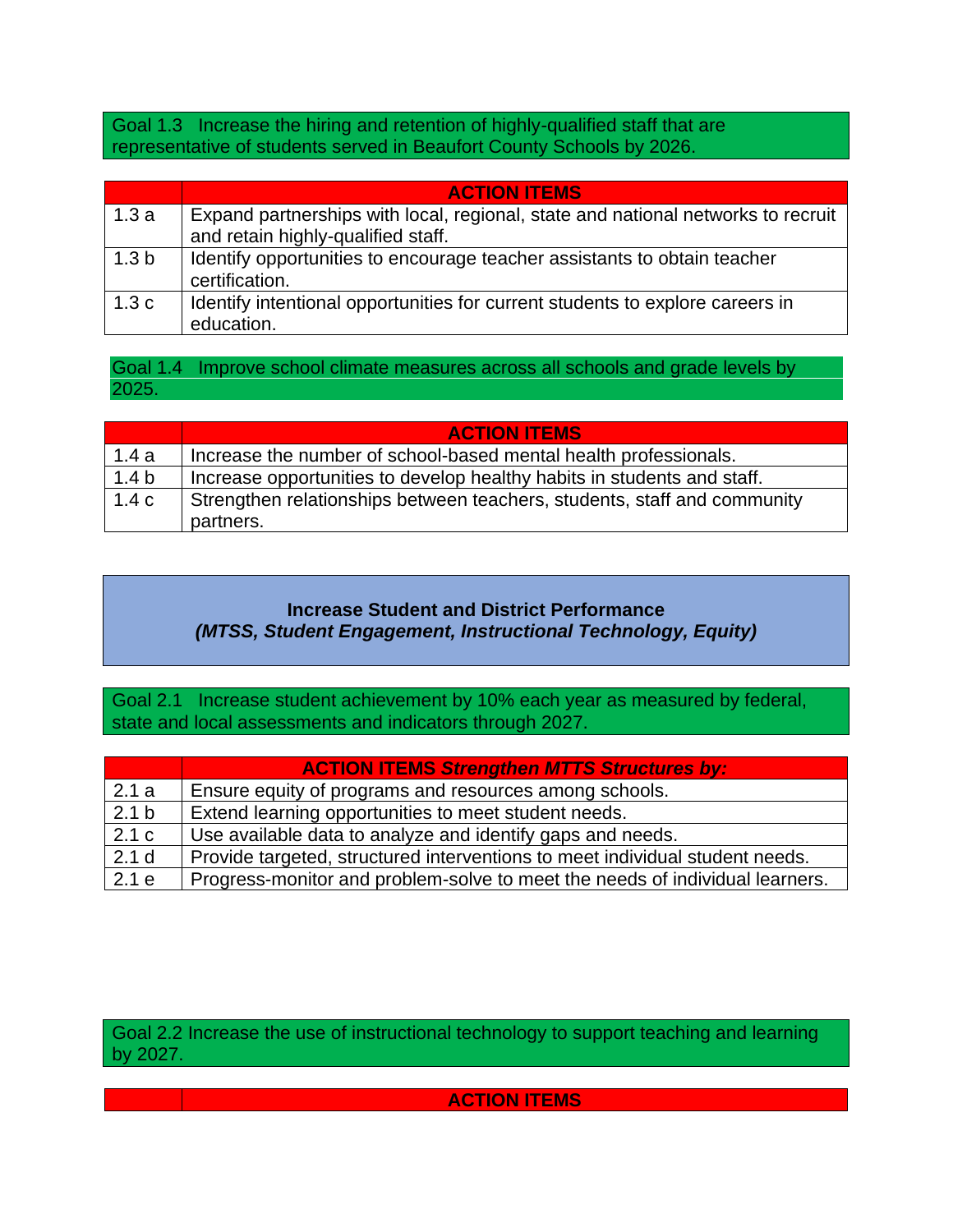Goal 1.3 Increase the hiring and retention of highly-qualified staff that are representative of students served in Beaufort County Schools by 2026.

| | **ACTION ITEMS** |
|---|---|
| 1.3 a | Expand partnerships with local, regional, state and national networks to recruit and retain highly-qualified staff. |
| 1.3 b | Identify opportunities to encourage teacher assistants to obtain teacher certification. |
| 1.3 c | Identify intentional opportunities for current students to explore careers in education. |

Goal 1.4 Improve school climate measures across all schools and grade levels by 2025.

| | **ACTION ITEMS** |
|---|---|
| 1.4 a | Increase the number of school-based mental health professionals. |
| 1.4 b | Increase opportunities to develop healthy habits in students and staff. |
| 1.4 c | Strengthen relationships between teachers, students, staff and community partners. |

## Increase Student and District Performance
### *(MTSS, Student Engagement, Instructional Technology, Equity)*

Goal 2.1 Increase student achievement by 10% each year as measured by federal, state and local assessments and indicators through 2027.

| | **ACTION ITEMS *Strengthen MTTS Structures by:*** |
|---|---|
| 2.1 a | Ensure equity of programs and resources among schools. |
| 2.1 b | Extend learning opportunities to meet student needs. |
| 2.1 c | Use available data to analyze and identify gaps and needs. |
| 2.1 d | Provide targeted, structured interventions to meet individual student needs. |
| 2.1 e | Progress-monitor and problem-solve to meet the needs of individual learners. |

Goal 2.2 Increase the use of instructional technology to support teaching and learning by 2027.

| | **ACTION ITEMS** |
|---|---|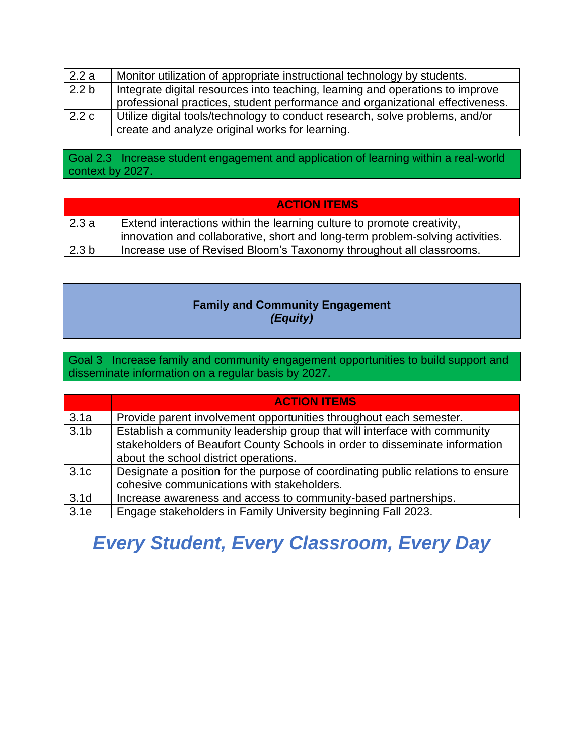| | |
|---|---|
| 2.2 a | Monitor utilization of appropriate instructional technology by students. |
| 2.2 b | Integrate digital resources into teaching, learning and operations to improve professional practices, student performance and organizational effectiveness. |
| 2.2 c | Utilize digital tools/technology to conduct research, solve problems, and/or create and analyze original works for learning. |

Goal 2.3 Increase student engagement and application of learning within a real-world context by 2027.

| | ACTION ITEMS |
|---|---|
| 2.3 a | Extend interactions within the learning culture to promote creativity, innovation and collaborative, short and long-term problem-solving activities. |
| 2.3 b | Increase use of Revised Bloom's Taxonomy throughout all classrooms. |

## Family and Community Engagement
***(Equity)***

Goal 3 Increase family and community engagement opportunities to build support and disseminate information on a regular basis by 2027.

| | ACTION ITEMS |
|---|---|
| 3.1a | Provide parent involvement opportunities throughout each semester. |
| 3.1b | Establish a community leadership group that will interface with community stakeholders of Beaufort County Schools in order to disseminate information about the school district operations. |
| 3.1c | Designate a position for the purpose of coordinating public relations to ensure cohesive communications with stakeholders. |
| 3.1d | Increase awareness and access to community-based partnerships. |
| 3.1e | Engage stakeholders in Family University beginning Fall 2023. |

***Every Student, Every Classroom, Every Day***